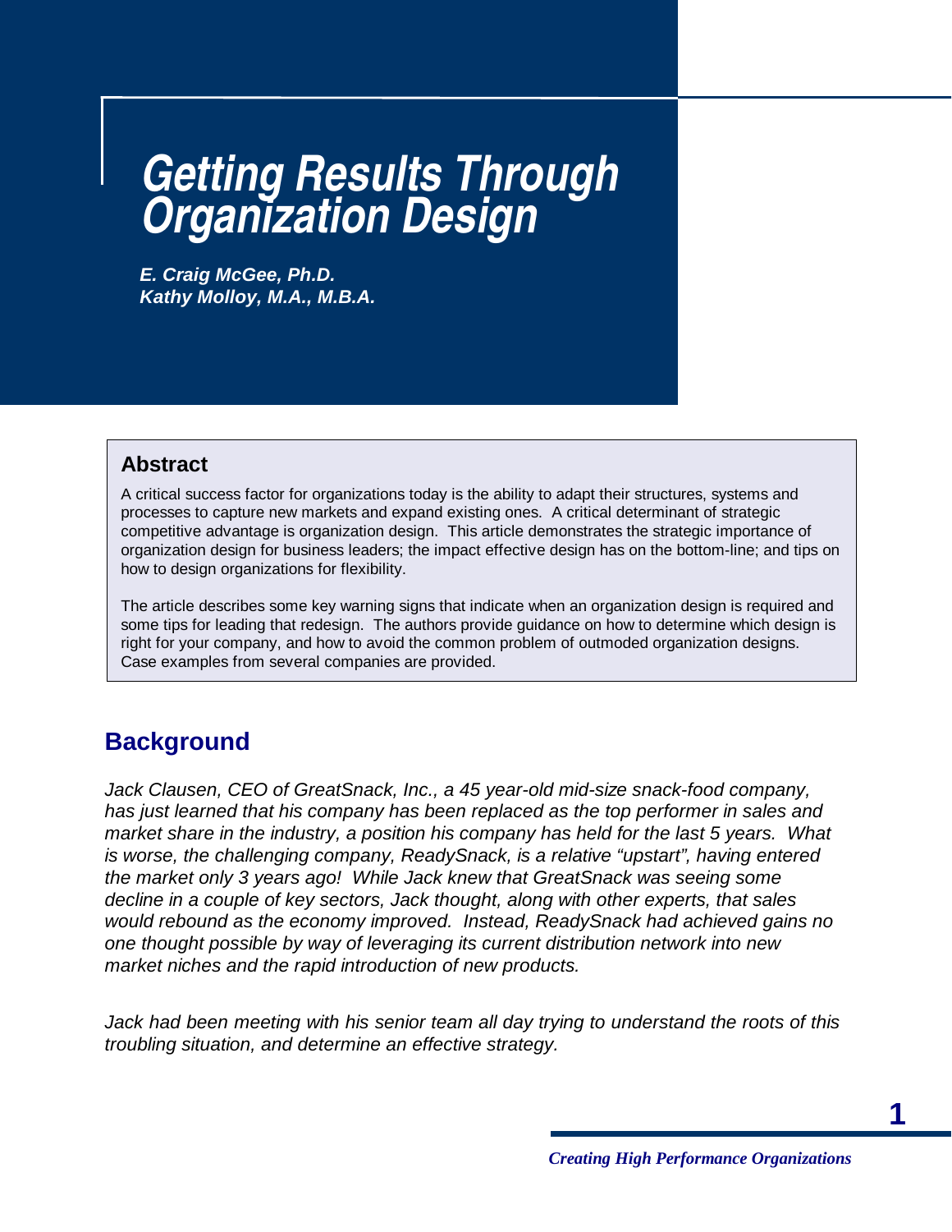# Getting Results Through Organization Design

***E. Craig McGee, Ph.D.***
***Kathy Molloy, M.A., M.B.A.***

### Abstract

A critical success factor for organizations today is the ability to adapt their structures, systems and processes to capture new markets and expand existing ones. A critical determinant of strategic competitive advantage is organization design. This article demonstrates the strategic importance of organization design for business leaders; the impact effective design has on the bottom-line; and tips on how to design organizations for flexibility.

The article describes some key warning signs that indicate when an organization design is required and some tips for leading that redesign. The authors provide guidance on how to determine which design is right for your company, and how to avoid the common problem of outmoded organization designs. Case examples from several companies are provided.

## Background

*Jack Clausen, CEO of GreatSnack, Inc., a 45 year-old mid-size snack-food company, has just learned that his company has been replaced as the top performer in sales and market share in the industry, a position his company has held for the last 5 years. What is worse, the challenging company, ReadySnack, is a relative "upstart", having entered the market only 3 years ago! While Jack knew that GreatSnack was seeing some decline in a couple of key sectors, Jack thought, along with other experts, that sales would rebound as the economy improved. Instead, ReadySnack had achieved gains no one thought possible by way of leveraging its current distribution network into new market niches and the rapid introduction of new products.*

*Jack had been meeting with his senior team all day trying to understand the roots of this troubling situation, and determine an effective strategy.*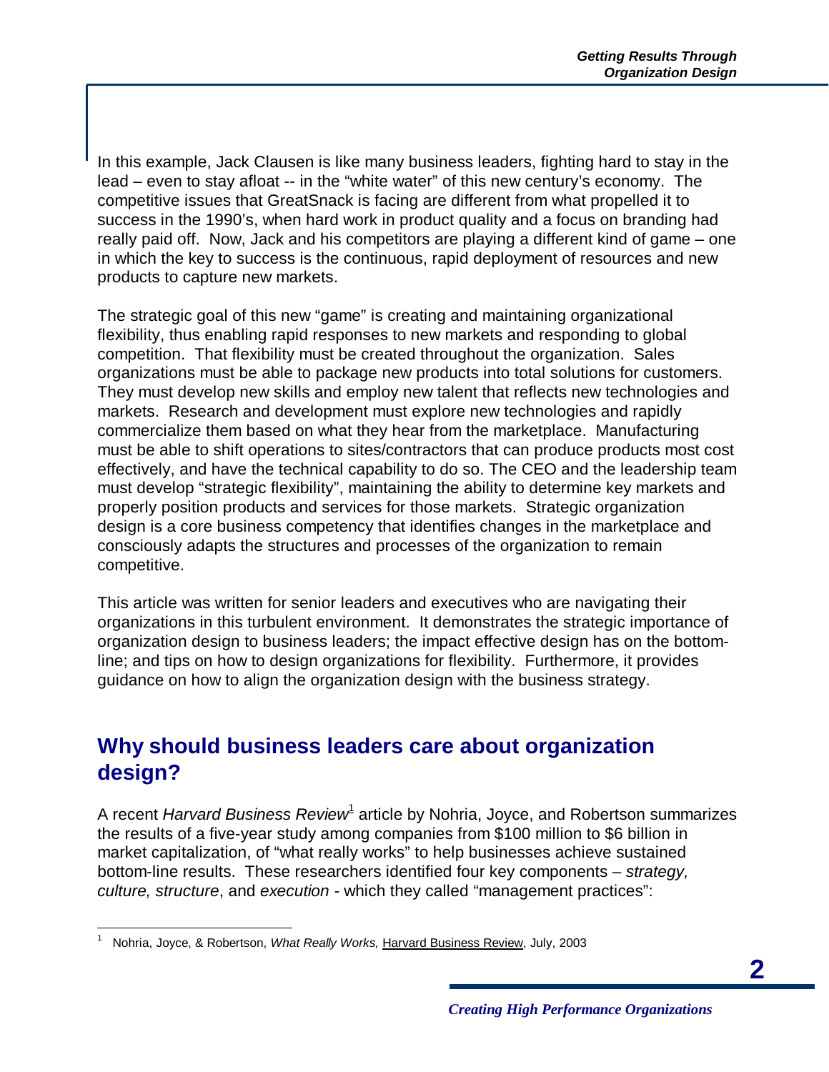In this example, Jack Clausen is like many business leaders, fighting hard to stay in the lead – even to stay afloat -- in the "white water" of this new century's economy. The competitive issues that GreatSnack is facing are different from what propelled it to success in the 1990's, when hard work in product quality and a focus on branding had really paid off. Now, Jack and his competitors are playing a different kind of game – one in which the key to success is the continuous, rapid deployment of resources and new products to capture new markets.

The strategic goal of this new "game" is creating and maintaining organizational flexibility, thus enabling rapid responses to new markets and responding to global competition. That flexibility must be created throughout the organization. Sales organizations must be able to package new products into total solutions for customers. They must develop new skills and employ new talent that reflects new technologies and markets. Research and development must explore new technologies and rapidly commercialize them based on what they hear from the marketplace. Manufacturing must be able to shift operations to sites/contractors that can produce products most cost effectively, and have the technical capability to do so. The CEO and the leadership team must develop "strategic flexibility", maintaining the ability to determine key markets and properly position products and services for those markets. Strategic organization design is a core business competency that identifies changes in the marketplace and consciously adapts the structures and processes of the organization to remain competitive.

This article was written for senior leaders and executives who are navigating their organizations in this turbulent environment. It demonstrates the strategic importance of organization design to business leaders; the impact effective design has on the bottom-line; and tips on how to design organizations for flexibility. Furthermore, it provides guidance on how to align the organization design with the business strategy.

## Why should business leaders care about organization design?

A recent *Harvard Business Review*[1] article by Nohria, Joyce, and Robertson summarizes the results of a five-year study among companies from $100 million to $6 billion in market capitalization, of "what really works" to help businesses achieve sustained bottom-line results. These researchers identified four key components – *strategy, culture, structure*, and *execution* - which they called "management practices":

[1] Nohria, Joyce, & Robertson, *What Really Works,* Harvard Business Review, July, 2003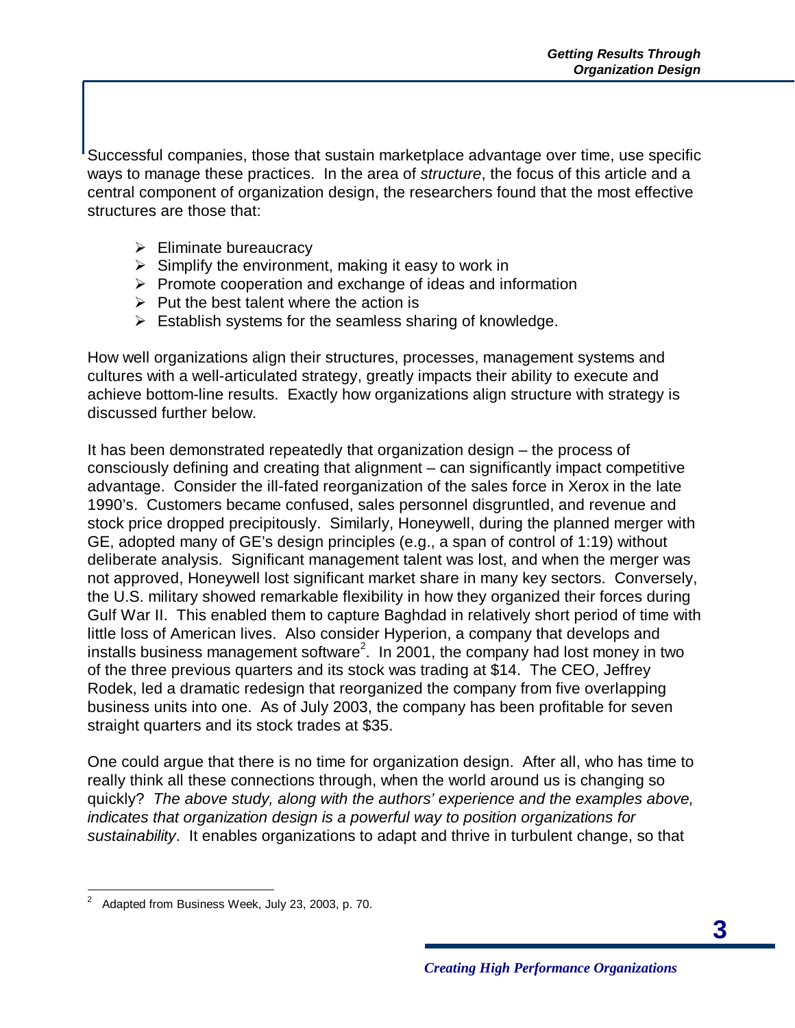Successful companies, those that sustain marketplace advantage over time, use specific ways to manage these practices. In the area of *structure*, the focus of this article and a central component of organization design, the researchers found that the most effective structures are those that:

- Eliminate bureaucracy
- Simplify the environment, making it easy to work in
- Promote cooperation and exchange of ideas and information
- Put the best talent where the action is
- Establish systems for the seamless sharing of knowledge.

How well organizations align their structures, processes, management systems and cultures with a well-articulated strategy, greatly impacts their ability to execute and achieve bottom-line results. Exactly how organizations align structure with strategy is discussed further below.

It has been demonstrated repeatedly that organization design – the process of consciously defining and creating that alignment – can significantly impact competitive advantage. Consider the ill-fated reorganization of the sales force in Xerox in the late 1990's. Customers became confused, sales personnel disgruntled, and revenue and stock price dropped precipitously. Similarly, Honeywell, during the planned merger with GE, adopted many of GE's design principles (e.g., a span of control of 1:19) without deliberate analysis. Significant management talent was lost, and when the merger was not approved, Honeywell lost significant market share in many key sectors. Conversely, the U.S. military showed remarkable flexibility in how they organized their forces during Gulf War II. This enabled them to capture Baghdad in relatively short period of time with little loss of American lives. Also consider Hyperion, a company that develops and installs business management software[2]. In 2001, the company had lost money in two of the three previous quarters and its stock was trading at $14. The CEO, Jeffrey Rodek, led a dramatic redesign that reorganized the company from five overlapping business units into one. As of July 2003, the company has been profitable for seven straight quarters and its stock trades at $35.

One could argue that there is no time for organization design. After all, who has time to really think all these connections through, when the world around us is changing so quickly? *The above study, along with the authors' experience and the examples above, indicates that organization design is a powerful way to position organizations for sustainability*. It enables organizations to adapt and thrive in turbulent change, so that

---

[2] Adapted from Business Week, July 23, 2003, p. 70.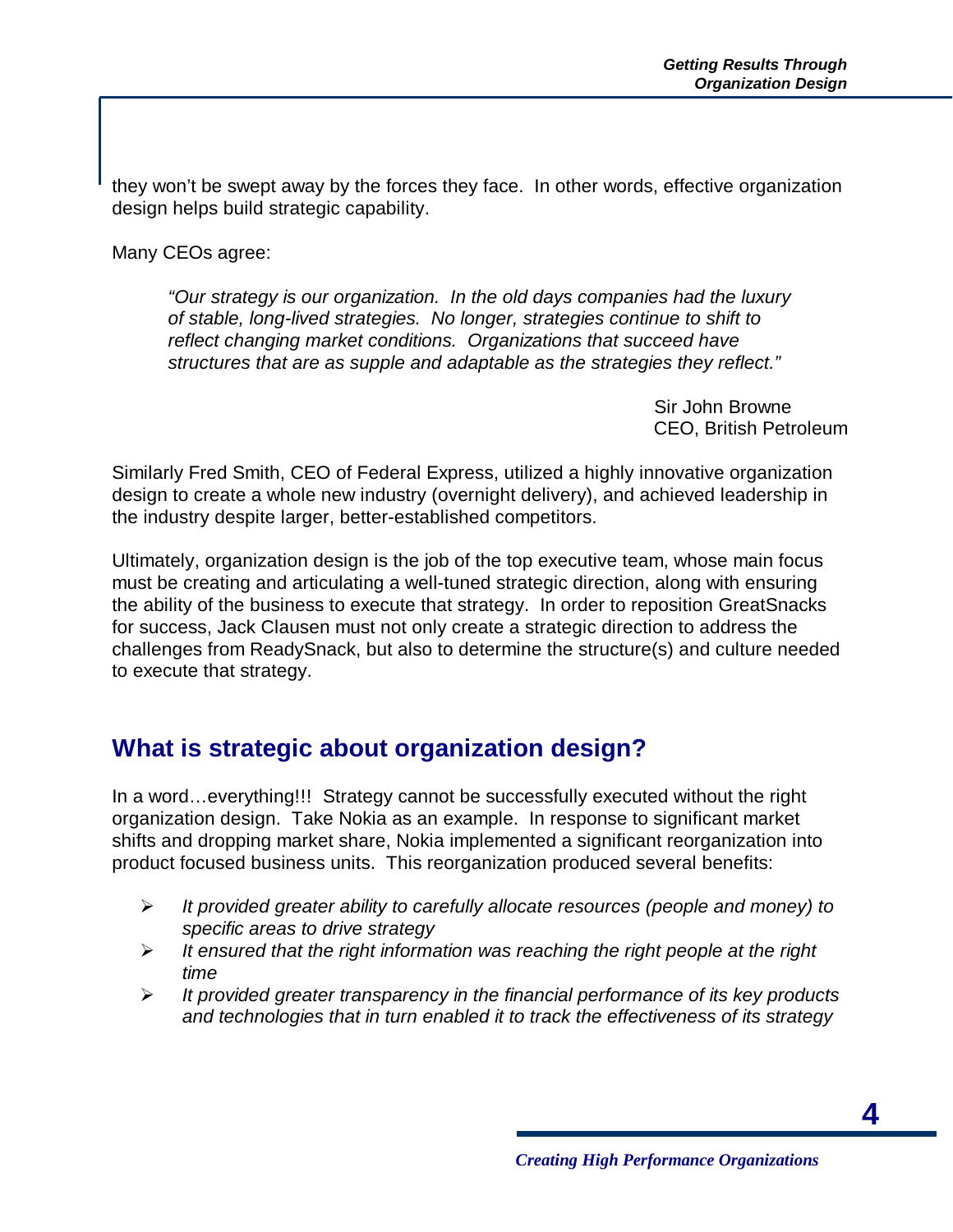they won't be swept away by the forces they face. In other words, effective organization design helps build strategic capability.

Many CEOs agree:

> *"Our strategy is our organization. In the old days companies had the luxury of stable, long-lived strategies. No longer, strategies continue to shift to reflect changing market conditions. Organizations that succeed have structures that are as supple and adaptable as the strategies they reflect."*
>
> Sir John Browne
> CEO, British Petroleum

Similarly Fred Smith, CEO of Federal Express, utilized a highly innovative organization design to create a whole new industry (overnight delivery), and achieved leadership in the industry despite larger, better-established competitors.

Ultimately, organization design is the job of the top executive team, whose main focus must be creating and articulating a well-tuned strategic direction, along with ensuring the ability of the business to execute that strategy. In order to reposition GreatSnacks for success, Jack Clausen must not only create a strategic direction to address the challenges from ReadySnack, but also to determine the structure(s) and culture needed to execute that strategy.

## What is strategic about organization design?

In a word…everything!!! Strategy cannot be successfully executed without the right organization design. Take Nokia as an example. In response to significant market shifts and dropping market share, Nokia implemented a significant reorganization into product focused business units. This reorganization produced several benefits:

- *It provided greater ability to carefully allocate resources (people and money) to specific areas to drive strategy*
- *It ensured that the right information was reaching the right people at the right time*
- *It provided greater transparency in the financial performance of its key products and technologies that in turn enabled it to track the effectiveness of its strategy*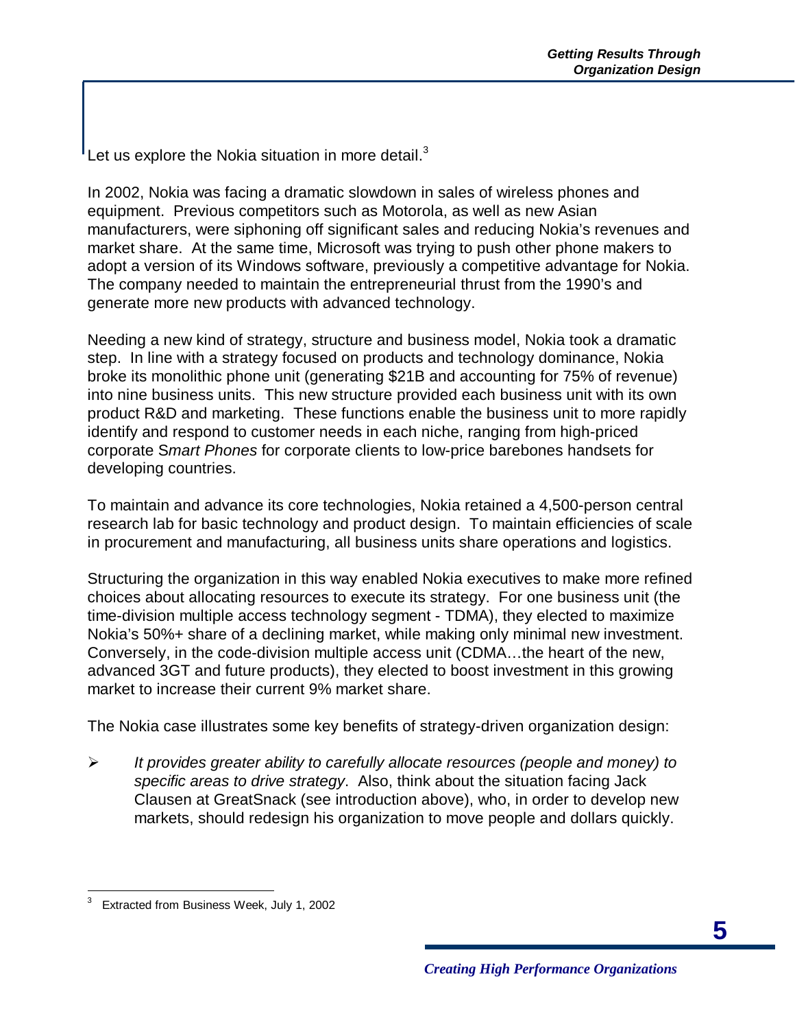Let us explore the Nokia situation in more detail.[3]

In 2002, Nokia was facing a dramatic slowdown in sales of wireless phones and equipment. Previous competitors such as Motorola, as well as new Asian manufacturers, were siphoning off significant sales and reducing Nokia's revenues and market share. At the same time, Microsoft was trying to push other phone makers to adopt a version of its Windows software, previously a competitive advantage for Nokia. The company needed to maintain the entrepreneurial thrust from the 1990's and generate more new products with advanced technology.

Needing a new kind of strategy, structure and business model, Nokia took a dramatic step. In line with a strategy focused on products and technology dominance, Nokia broke its monolithic phone unit (generating $21B and accounting for 75% of revenue) into nine business units. This new structure provided each business unit with its own product R&D and marketing. These functions enable the business unit to more rapidly identify and respond to customer needs in each niche, ranging from high-priced corporate S*mart Phones* for corporate clients to low-price barebones handsets for developing countries.

To maintain and advance its core technologies, Nokia retained a 4,500-person central research lab for basic technology and product design. To maintain efficiencies of scale in procurement and manufacturing, all business units share operations and logistics.

Structuring the organization in this way enabled Nokia executives to make more refined choices about allocating resources to execute its strategy. For one business unit (the time-division multiple access technology segment - TDMA), they elected to maximize Nokia's 50%+ share of a declining market, while making only minimal new investment. Conversely, in the code-division multiple access unit (CDMA…the heart of the new, advanced 3GT and future products), they elected to boost investment in this growing market to increase their current 9% market share.

The Nokia case illustrates some key benefits of strategy-driven organization design:

- *It provides greater ability to carefully allocate resources (people and money) to specific areas to drive strategy*. Also, think about the situation facing Jack Clausen at GreatSnack (see introduction above), who, in order to develop new markets, should redesign his organization to move people and dollars quickly.

---

[3] Extracted from Business Week, July 1, 2002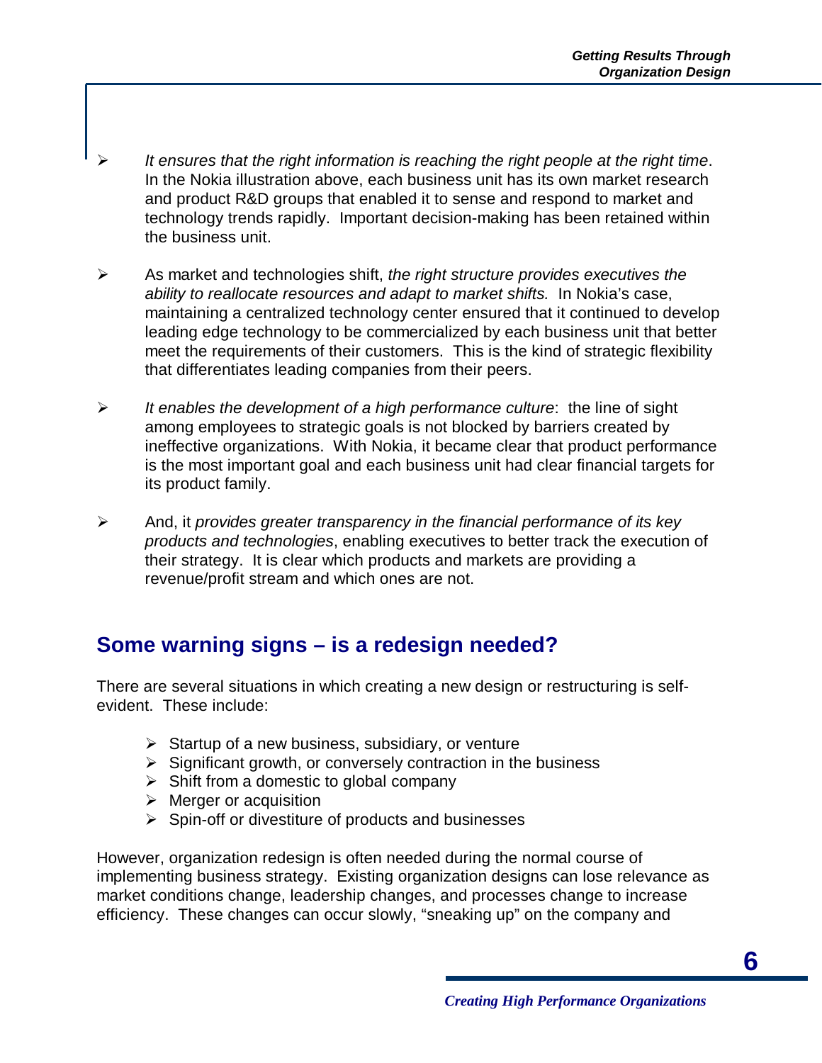- *It ensures that the right information is reaching the right people at the right time*. In the Nokia illustration above, each business unit has its own market research and product R&D groups that enabled it to sense and respond to market and technology trends rapidly. Important decision-making has been retained within the business unit.

- As market and technologies shift, *the right structure provides executives the ability to reallocate resources and adapt to market shifts.* In Nokia's case, maintaining a centralized technology center ensured that it continued to develop leading edge technology to be commercialized by each business unit that better meet the requirements of their customers. This is the kind of strategic flexibility that differentiates leading companies from their peers.

- *It enables the development of a high performance culture*: the line of sight among employees to strategic goals is not blocked by barriers created by ineffective organizations. With Nokia, it became clear that product performance is the most important goal and each business unit had clear financial targets for its product family.

- And, it *provides greater transparency in the financial performance of its key products and technologies*, enabling executives to better track the execution of their strategy. It is clear which products and markets are providing a revenue/profit stream and which ones are not.

## Some warning signs – is a redesign needed?

There are several situations in which creating a new design or restructuring is self-evident. These include:

- Startup of a new business, subsidiary, or venture
- Significant growth, or conversely contraction in the business
- Shift from a domestic to global company
- Merger or acquisition
- Spin-off or divestiture of products and businesses

However, organization redesign is often needed during the normal course of implementing business strategy. Existing organization designs can lose relevance as market conditions change, leadership changes, and processes change to increase efficiency. These changes can occur slowly, "sneaking up" on the company and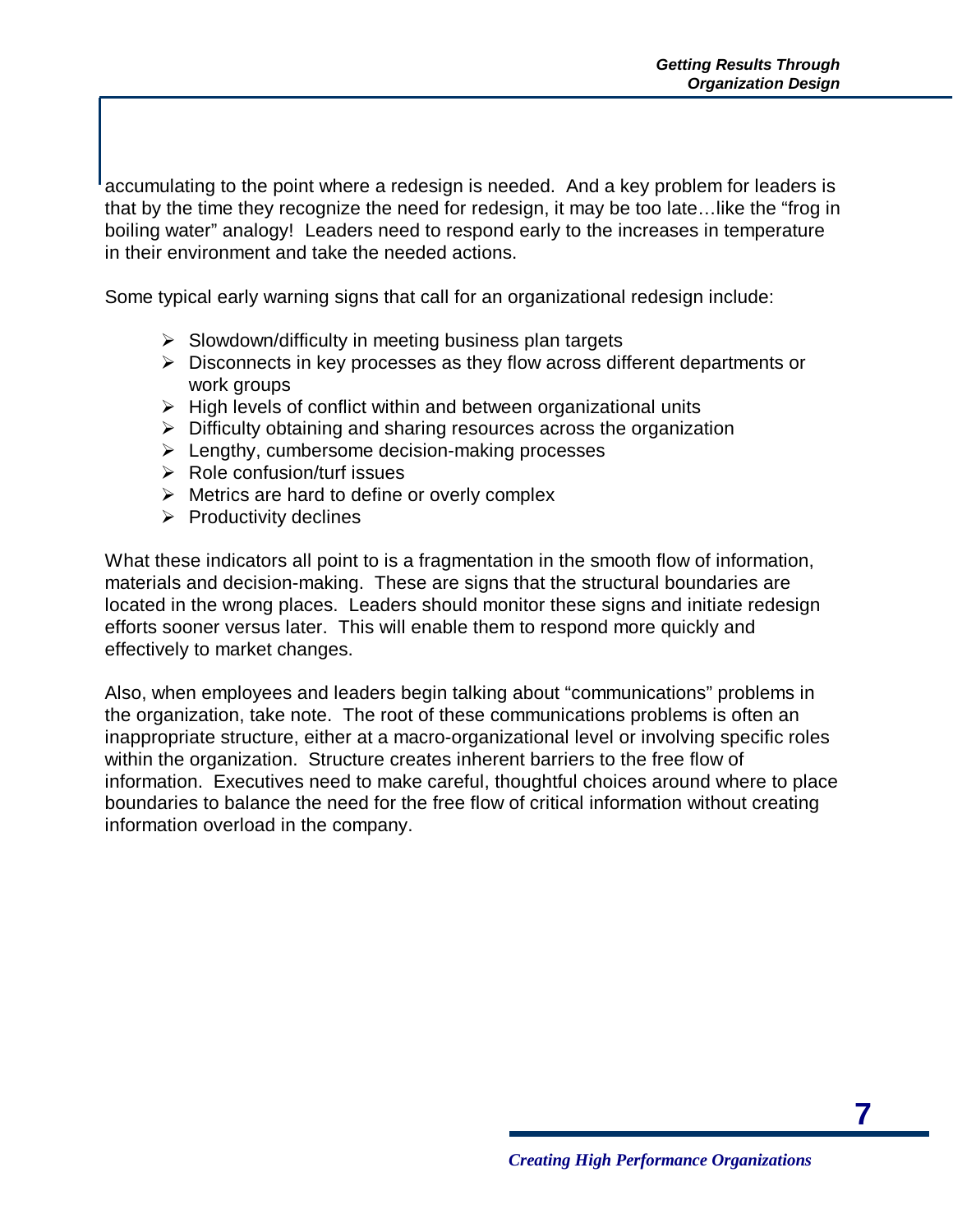accumulating to the point where a redesign is needed. And a key problem for leaders is that by the time they recognize the need for redesign, it may be too late…like the "frog in boiling water" analogy! Leaders need to respond early to the increases in temperature in their environment and take the needed actions.

Some typical early warning signs that call for an organizational redesign include:

- Slowdown/difficulty in meeting business plan targets
- Disconnects in key processes as they flow across different departments or work groups
- High levels of conflict within and between organizational units
- Difficulty obtaining and sharing resources across the organization
- Lengthy, cumbersome decision-making processes
- Role confusion/turf issues
- Metrics are hard to define or overly complex
- Productivity declines

What these indicators all point to is a fragmentation in the smooth flow of information, materials and decision-making. These are signs that the structural boundaries are located in the wrong places. Leaders should monitor these signs and initiate redesign efforts sooner versus later. This will enable them to respond more quickly and effectively to market changes.

Also, when employees and leaders begin talking about "communications" problems in the organization, take note. The root of these communications problems is often an inappropriate structure, either at a macro-organizational level or involving specific roles within the organization. Structure creates inherent barriers to the free flow of information. Executives need to make careful, thoughtful choices around where to place boundaries to balance the need for the free flow of critical information without creating information overload in the company.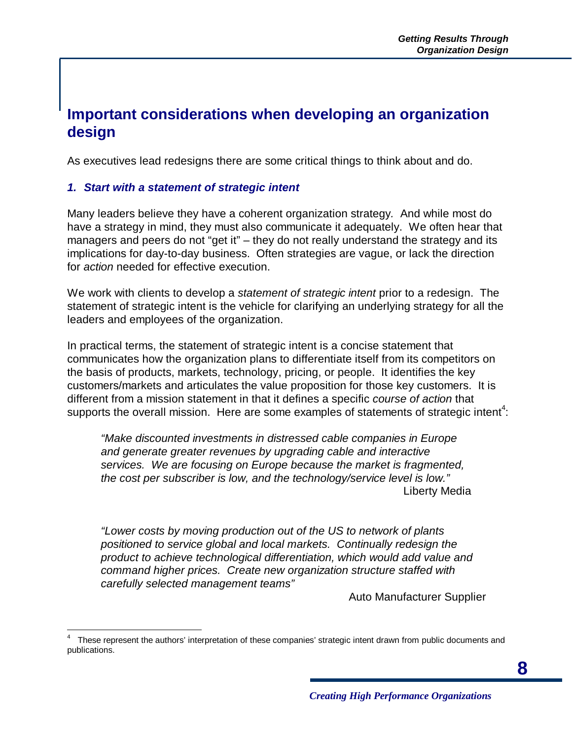## Important considerations when developing an organization design

As executives lead redesigns there are some critical things to think about and do.

### *1. Start with a statement of strategic intent*

Many leaders believe they have a coherent organization strategy. And while most do have a strategy in mind, they must also communicate it adequately. We often hear that managers and peers do not "get it" – they do not really understand the strategy and its implications for day-to-day business. Often strategies are vague, or lack the direction for *action* needed for effective execution.

We work with clients to develop a *statement of strategic intent* prior to a redesign. The statement of strategic intent is the vehicle for clarifying an underlying strategy for all the leaders and employees of the organization.

In practical terms, the statement of strategic intent is a concise statement that communicates how the organization plans to differentiate itself from its competitors on the basis of products, markets, technology, pricing, or people. It identifies the key customers/markets and articulates the value proposition for those key customers. It is different from a mission statement in that it defines a specific *course of action* that supports the overall mission. Here are some examples of statements of strategic intent[4]:

> *"Make discounted investments in distressed cable companies in Europe and generate greater revenues by upgrading cable and interactive services. We are focusing on Europe because the market is fragmented, the cost per subscriber is low, and the technology/service level is low."*
>
> Liberty Media

> *"Lower costs by moving production out of the US to network of plants positioned to service global and local markets. Continually redesign the product to achieve technological differentiation, which would add value and command higher prices. Create new organization structure staffed with carefully selected management teams"*
>
> Auto Manufacturer Supplier

---

[4] These represent the authors' interpretation of these companies' strategic intent drawn from public documents and publications.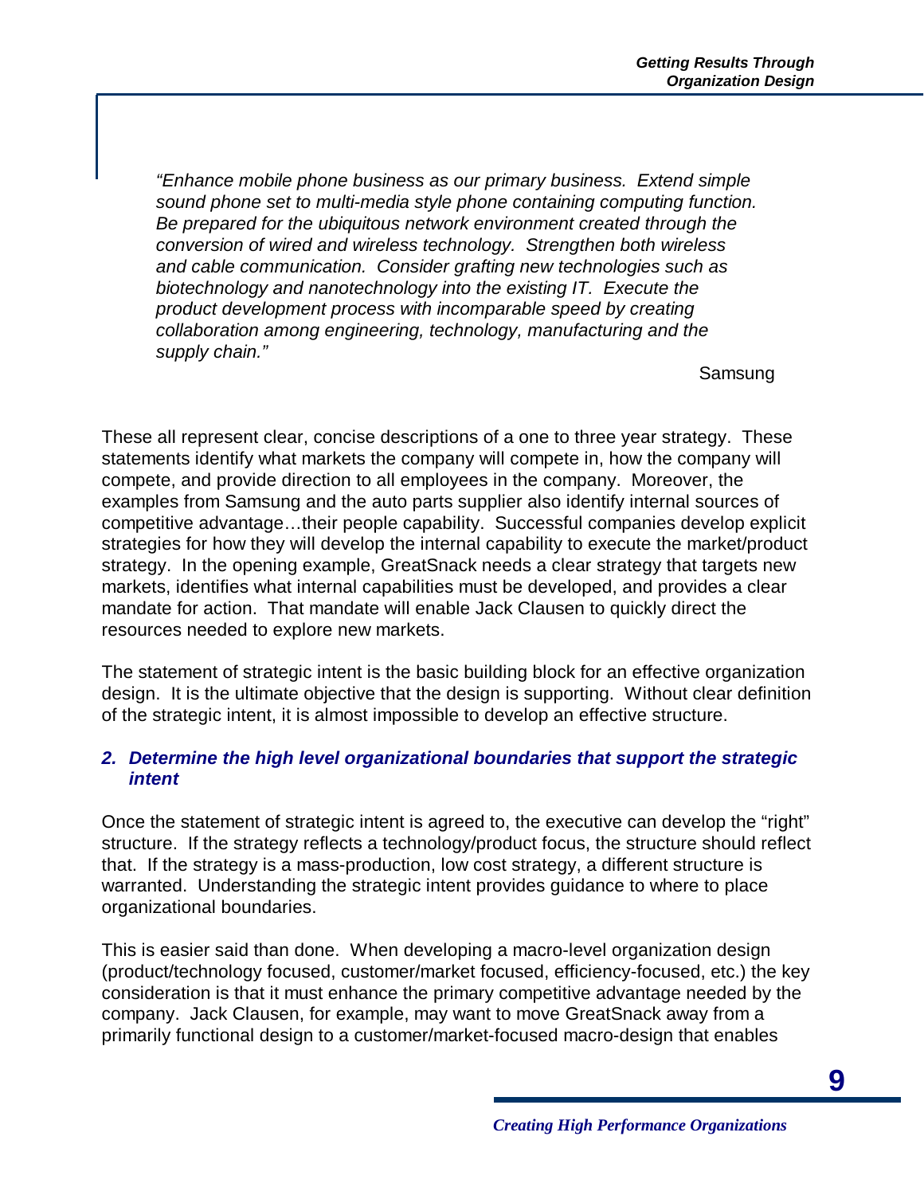*"Enhance mobile phone business as our primary business. Extend simple sound phone set to multi-media style phone containing computing function. Be prepared for the ubiquitous network environment created through the conversion of wired and wireless technology. Strengthen both wireless and cable communication. Consider grafting new technologies such as biotechnology and nanotechnology into the existing IT. Execute the product development process with incomparable speed by creating collaboration among engineering, technology, manufacturing and the supply chain."*

Samsung

These all represent clear, concise descriptions of a one to three year strategy. These statements identify what markets the company will compete in, how the company will compete, and provide direction to all employees in the company. Moreover, the examples from Samsung and the auto parts supplier also identify internal sources of competitive advantage…their people capability. Successful companies develop explicit strategies for how they will develop the internal capability to execute the market/product strategy. In the opening example, GreatSnack needs a clear strategy that targets new markets, identifies what internal capabilities must be developed, and provides a clear mandate for action. That mandate will enable Jack Clausen to quickly direct the resources needed to explore new markets.

The statement of strategic intent is the basic building block for an effective organization design. It is the ultimate objective that the design is supporting. Without clear definition of the strategic intent, it is almost impossible to develop an effective structure.

### *2. Determine the high level organizational boundaries that support the strategic intent*

Once the statement of strategic intent is agreed to, the executive can develop the "right" structure. If the strategy reflects a technology/product focus, the structure should reflect that. If the strategy is a mass-production, low cost strategy, a different structure is warranted. Understanding the strategic intent provides guidance to where to place organizational boundaries.

This is easier said than done. When developing a macro-level organization design (product/technology focused, customer/market focused, efficiency-focused, etc.) the key consideration is that it must enhance the primary competitive advantage needed by the company. Jack Clausen, for example, may want to move GreatSnack away from a primarily functional design to a customer/market-focused macro-design that enables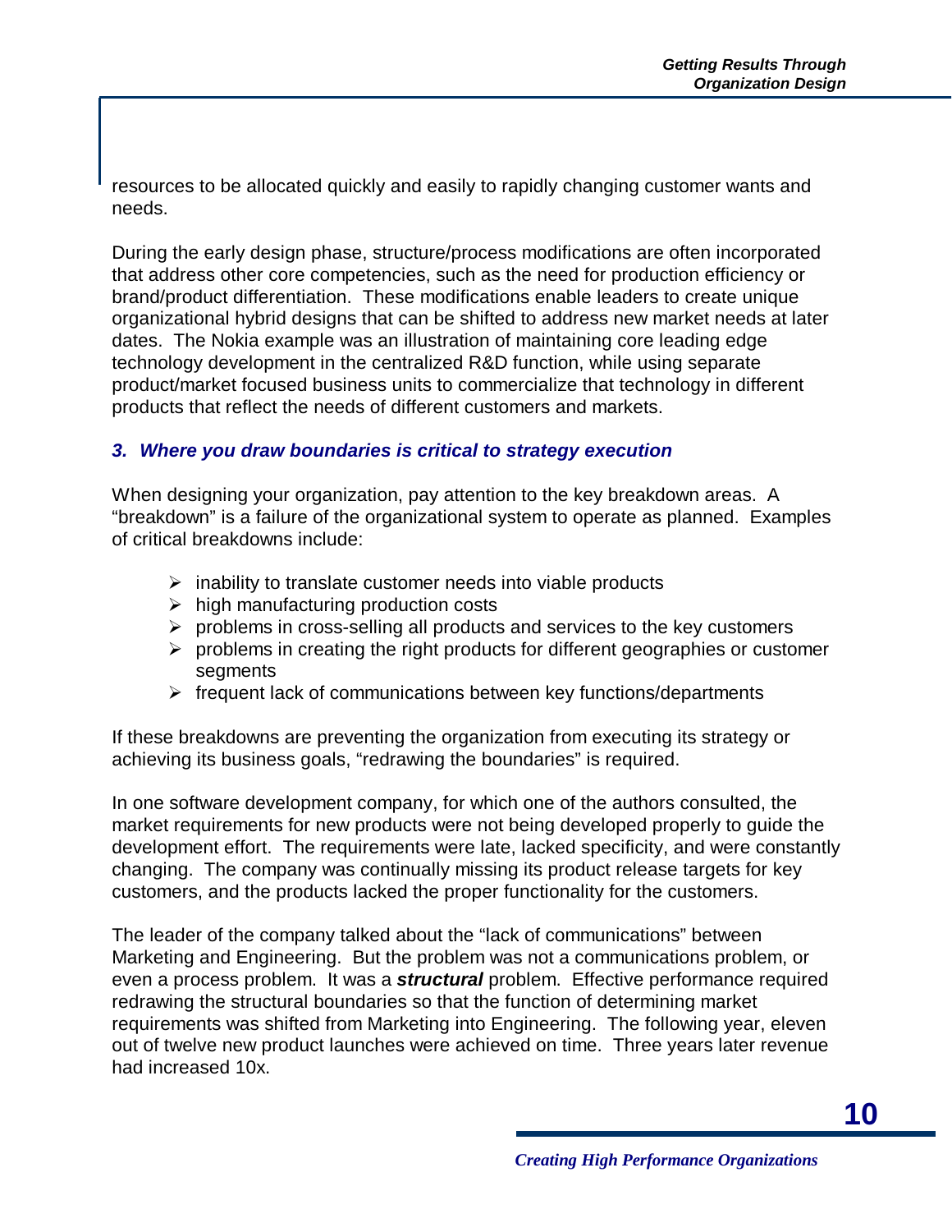resources to be allocated quickly and easily to rapidly changing customer wants and needs.

During the early design phase, structure/process modifications are often incorporated that address other core competencies, such as the need for production efficiency or brand/product differentiation. These modifications enable leaders to create unique organizational hybrid designs that can be shifted to address new market needs at later dates. The Nokia example was an illustration of maintaining core leading edge technology development in the centralized R&D function, while using separate product/market focused business units to commercialize that technology in different products that reflect the needs of different customers and markets.

### *3. Where you draw boundaries is critical to strategy execution*

When designing your organization, pay attention to the key breakdown areas. A "breakdown" is a failure of the organizational system to operate as planned. Examples of critical breakdowns include:

- inability to translate customer needs into viable products
- high manufacturing production costs
- problems in cross-selling all products and services to the key customers
- problems in creating the right products for different geographies or customer segments
- frequent lack of communications between key functions/departments

If these breakdowns are preventing the organization from executing its strategy or achieving its business goals, "redrawing the boundaries" is required.

In one software development company, for which one of the authors consulted, the market requirements for new products were not being developed properly to guide the development effort. The requirements were late, lacked specificity, and were constantly changing. The company was continually missing its product release targets for key customers, and the products lacked the proper functionality for the customers.

The leader of the company talked about the "lack of communications" between Marketing and Engineering. But the problem was not a communications problem, or even a process problem. It was a ***structural*** problem. Effective performance required redrawing the structural boundaries so that the function of determining market requirements was shifted from Marketing into Engineering. The following year, eleven out of twelve new product launches were achieved on time. Three years later revenue had increased 10x.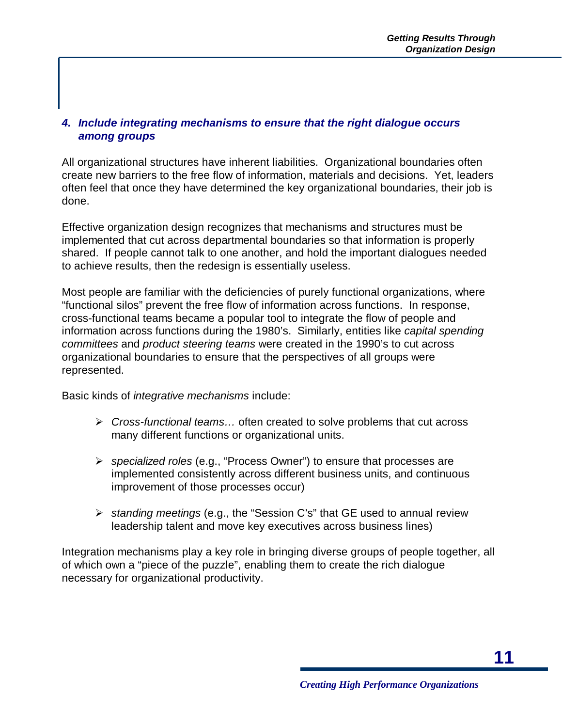### *4. Include integrating mechanisms to ensure that the right dialogue occurs among groups*

All organizational structures have inherent liabilities. Organizational boundaries often create new barriers to the free flow of information, materials and decisions. Yet, leaders often feel that once they have determined the key organizational boundaries, their job is done.

Effective organization design recognizes that mechanisms and structures must be implemented that cut across departmental boundaries so that information is properly shared. If people cannot talk to one another, and hold the important dialogues needed to achieve results, then the redesign is essentially useless.

Most people are familiar with the deficiencies of purely functional organizations, where "functional silos" prevent the free flow of information across functions. In response, cross-functional teams became a popular tool to integrate the flow of people and information across functions during the 1980's. Similarly, entities like *capital spending committees* and *product steering teams* were created in the 1990's to cut across organizational boundaries to ensure that the perspectives of all groups were represented.

Basic kinds of *integrative mechanisms* include:

- *Cross-functional teams…* often created to solve problems that cut across many different functions or organizational units.
- *specialized roles* (e.g., "Process Owner") to ensure that processes are implemented consistently across different business units, and continuous improvement of those processes occur)
- *standing meetings* (e.g., the "Session C's" that GE used to annual review leadership talent and move key executives across business lines)

Integration mechanisms play a key role in bringing diverse groups of people together, all of which own a "piece of the puzzle", enabling them to create the rich dialogue necessary for organizational productivity.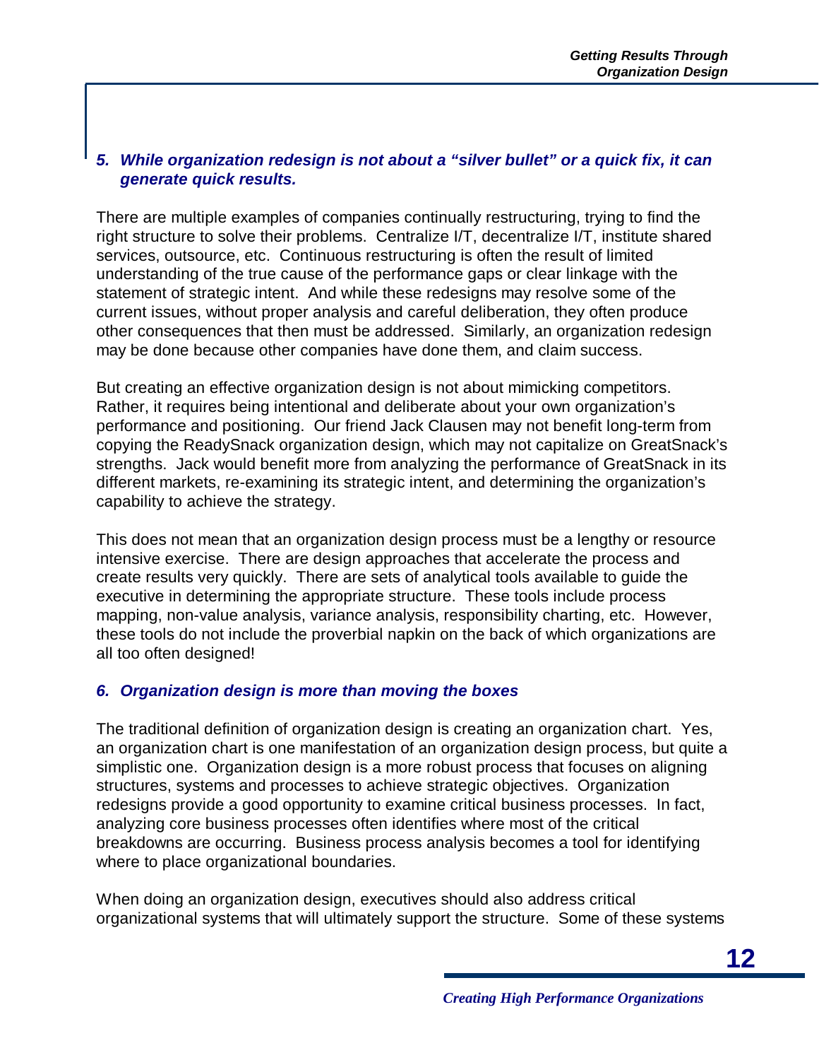### *5. While organization redesign is not about a "silver bullet" or a quick fix, it can generate quick results.*

There are multiple examples of companies continually restructuring, trying to find the right structure to solve their problems. Centralize I/T, decentralize I/T, institute shared services, outsource, etc. Continuous restructuring is often the result of limited understanding of the true cause of the performance gaps or clear linkage with the statement of strategic intent. And while these redesigns may resolve some of the current issues, without proper analysis and careful deliberation, they often produce other consequences that then must be addressed. Similarly, an organization redesign may be done because other companies have done them, and claim success.

But creating an effective organization design is not about mimicking competitors. Rather, it requires being intentional and deliberate about your own organization's performance and positioning. Our friend Jack Clausen may not benefit long-term from copying the ReadySnack organization design, which may not capitalize on GreatSnack's strengths. Jack would benefit more from analyzing the performance of GreatSnack in its different markets, re-examining its strategic intent, and determining the organization's capability to achieve the strategy.

This does not mean that an organization design process must be a lengthy or resource intensive exercise. There are design approaches that accelerate the process and create results very quickly. There are sets of analytical tools available to guide the executive in determining the appropriate structure. These tools include process mapping, non-value analysis, variance analysis, responsibility charting, etc. However, these tools do not include the proverbial napkin on the back of which organizations are all too often designed!

### *6. Organization design is more than moving the boxes*

The traditional definition of organization design is creating an organization chart. Yes, an organization chart is one manifestation of an organization design process, but quite a simplistic one. Organization design is a more robust process that focuses on aligning structures, systems and processes to achieve strategic objectives. Organization redesigns provide a good opportunity to examine critical business processes. In fact, analyzing core business processes often identifies where most of the critical breakdowns are occurring. Business process analysis becomes a tool for identifying where to place organizational boundaries.

When doing an organization design, executives should also address critical organizational systems that will ultimately support the structure. Some of these systems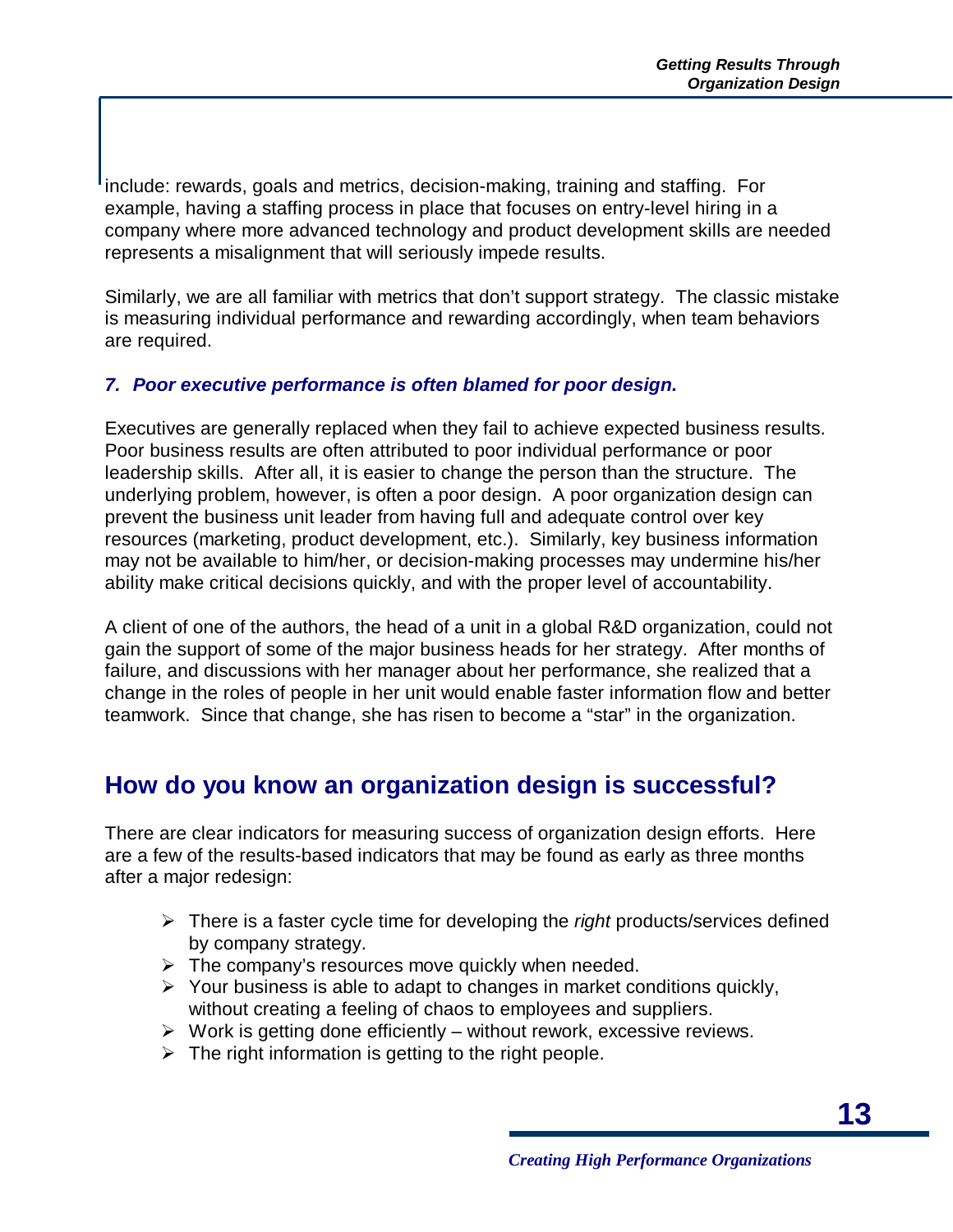include: rewards, goals and metrics, decision-making, training and staffing. For example, having a staffing process in place that focuses on entry-level hiring in a company where more advanced technology and product development skills are needed represents a misalignment that will seriously impede results.

Similarly, we are all familiar with metrics that don't support strategy. The classic mistake is measuring individual performance and rewarding accordingly, when team behaviors are required.

### *7. Poor executive performance is often blamed for poor design.*

Executives are generally replaced when they fail to achieve expected business results. Poor business results are often attributed to poor individual performance or poor leadership skills. After all, it is easier to change the person than the structure. The underlying problem, however, is often a poor design. A poor organization design can prevent the business unit leader from having full and adequate control over key resources (marketing, product development, etc.). Similarly, key business information may not be available to him/her, or decision-making processes may undermine his/her ability make critical decisions quickly, and with the proper level of accountability.

A client of one of the authors, the head of a unit in a global R&D organization, could not gain the support of some of the major business heads for her strategy. After months of failure, and discussions with her manager about her performance, she realized that a change in the roles of people in her unit would enable faster information flow and better teamwork. Since that change, she has risen to become a "star" in the organization.

## How do you know an organization design is successful?

There are clear indicators for measuring success of organization design efforts. Here are a few of the results-based indicators that may be found as early as three months after a major redesign:

- There is a faster cycle time for developing the *right* products/services defined by company strategy.
- The company's resources move quickly when needed.
- Your business is able to adapt to changes in market conditions quickly, without creating a feeling of chaos to employees and suppliers.
- Work is getting done efficiently – without rework, excessive reviews.
- The right information is getting to the right people.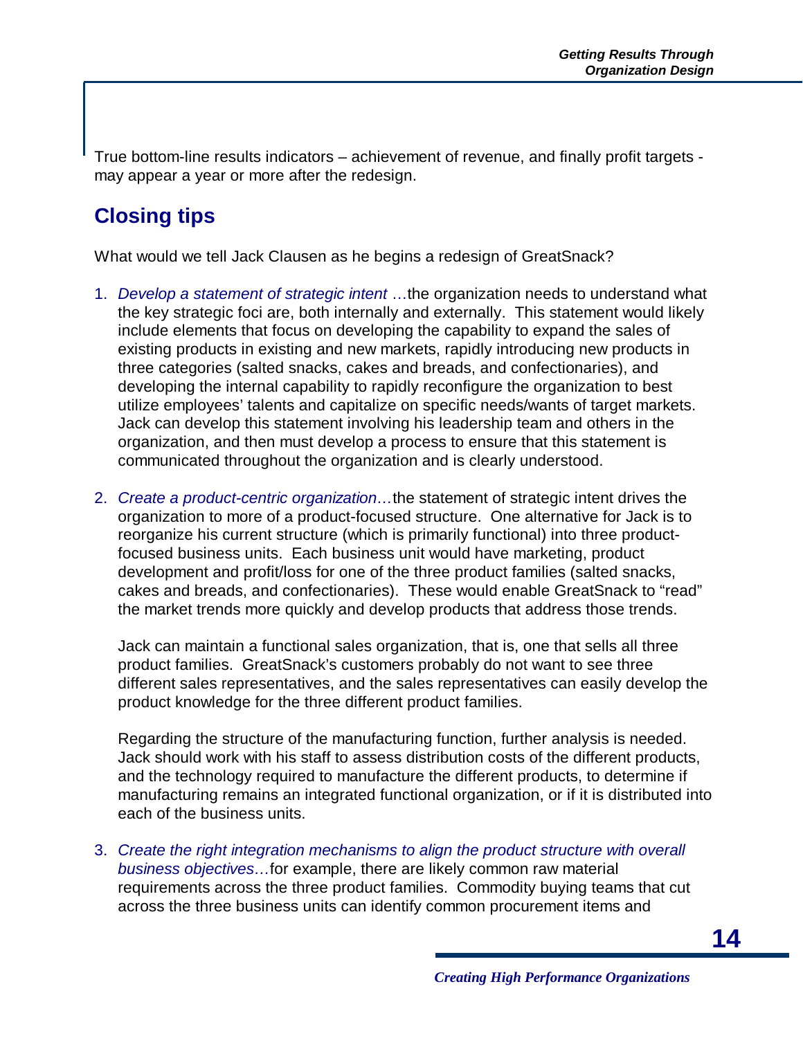True bottom-line results indicators – achievement of revenue, and finally profit targets - may appear a year or more after the redesign.

## Closing tips

What would we tell Jack Clausen as he begins a redesign of GreatSnack?

1. *Develop a statement of strategic intent …*the organization needs to understand what the key strategic foci are, both internally and externally. This statement would likely include elements that focus on developing the capability to expand the sales of existing products in existing and new markets, rapidly introducing new products in three categories (salted snacks, cakes and breads, and confectionaries), and developing the internal capability to rapidly reconfigure the organization to best utilize employees' talents and capitalize on specific needs/wants of target markets. Jack can develop this statement involving his leadership team and others in the organization, and then must develop a process to ensure that this statement is communicated throughout the organization and is clearly understood.

2. *Create a product-centric organization…*the statement of strategic intent drives the organization to more of a product-focused structure. One alternative for Jack is to reorganize his current structure (which is primarily functional) into three product-focused business units. Each business unit would have marketing, product development and profit/loss for one of the three product families (salted snacks, cakes and breads, and confectionaries). These would enable GreatSnack to "read" the market trends more quickly and develop products that address those trends.

   Jack can maintain a functional sales organization, that is, one that sells all three product families. GreatSnack's customers probably do not want to see three different sales representatives, and the sales representatives can easily develop the product knowledge for the three different product families.

   Regarding the structure of the manufacturing function, further analysis is needed. Jack should work with his staff to assess distribution costs of the different products, and the technology required to manufacture the different products, to determine if manufacturing remains an integrated functional organization, or if it is distributed into each of the business units.

3. *Create the right integration mechanisms to align the product structure with overall business objectives…*for example, there are likely common raw material requirements across the three product families. Commodity buying teams that cut across the three business units can identify common procurement items and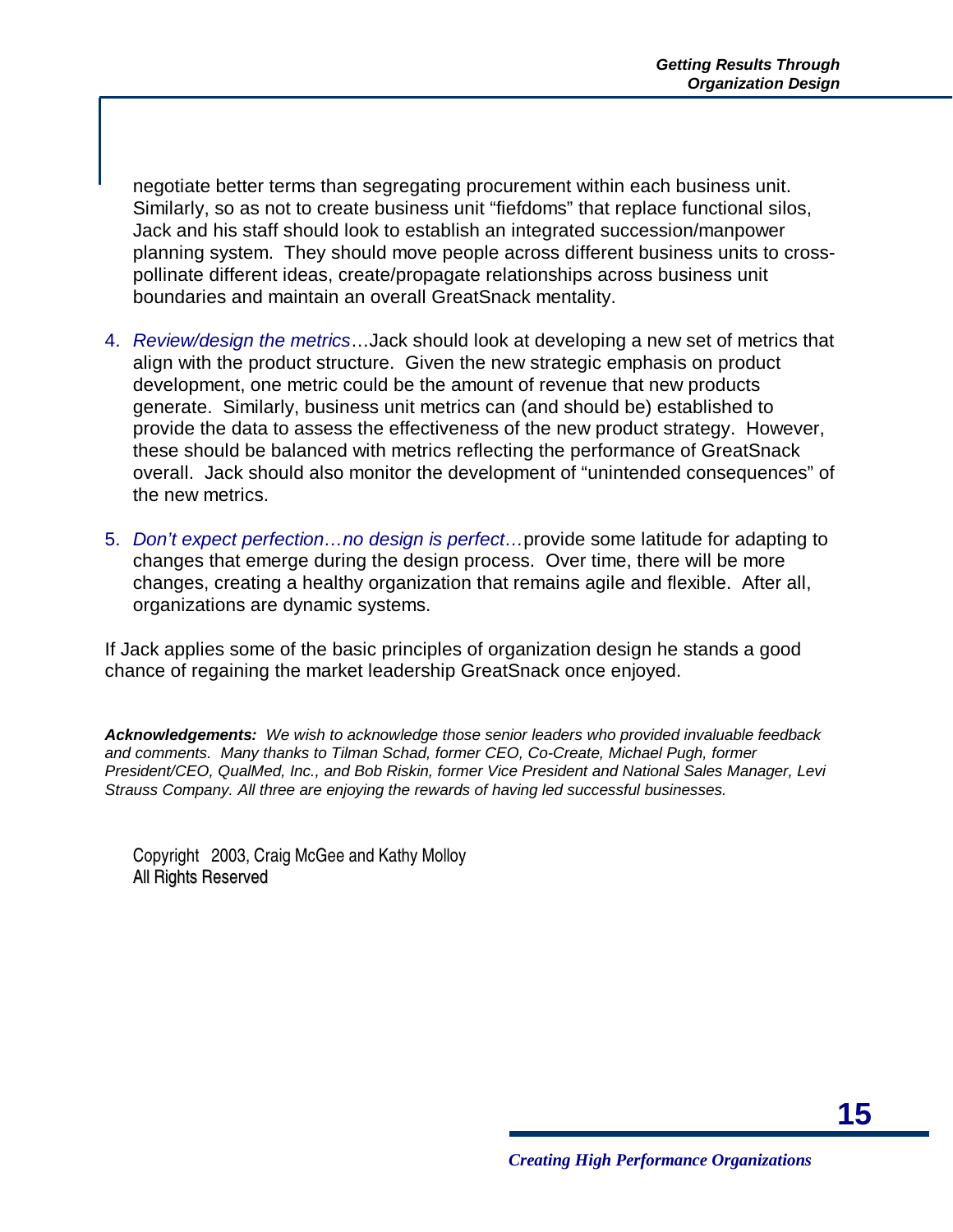negotiate better terms than segregating procurement within each business unit. Similarly, so as not to create business unit "fiefdoms" that replace functional silos, Jack and his staff should look to establish an integrated succession/manpower planning system. They should move people across different business units to cross-pollinate different ideas, create/propagate relationships across business unit boundaries and maintain an overall GreatSnack mentality.

4. *Review/design the metrics*…Jack should look at developing a new set of metrics that align with the product structure. Given the new strategic emphasis on product development, one metric could be the amount of revenue that new products generate. Similarly, business unit metrics can (and should be) established to provide the data to assess the effectiveness of the new product strategy. However, these should be balanced with metrics reflecting the performance of GreatSnack overall. Jack should also monitor the development of "unintended consequences" of the new metrics.

5. *Don't expect perfection…no design is perfect…*provide some latitude for adapting to changes that emerge during the design process. Over time, there will be more changes, creating a healthy organization that remains agile and flexible. After all, organizations are dynamic systems.

If Jack applies some of the basic principles of organization design he stands a good chance of regaining the market leadership GreatSnack once enjoyed.

***Acknowledgements:*** *We wish to acknowledge those senior leaders who provided invaluable feedback and comments. Many thanks to Tilman Schad, former CEO, Co-Create, Michael Pugh, former President/CEO, QualMed, Inc., and Bob Riskin, former Vice President and National Sales Manager, Levi Strauss Company. All three are enjoying the rewards of having led successful businesses.*

Copyright 2003, Craig McGee and Kathy Molloy
All Rights Reserved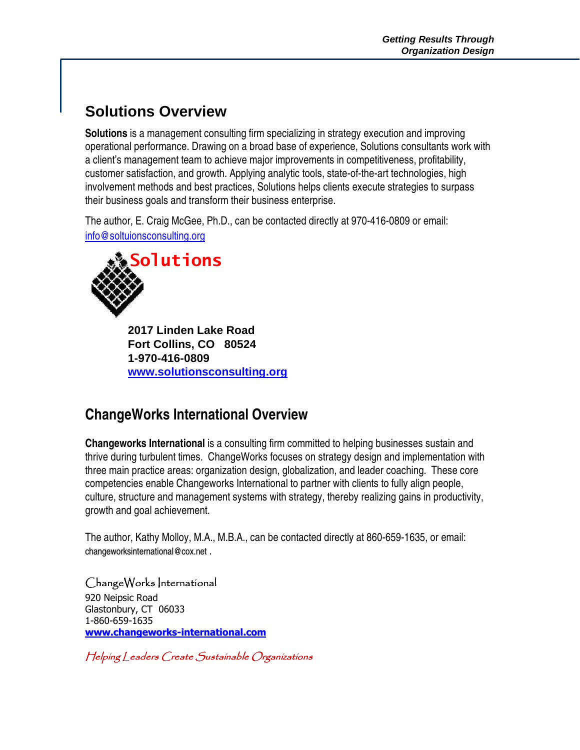## Solutions Overview

**Solutions** is a management consulting firm specializing in strategy execution and improving operational performance. Drawing on a broad base of experience, Solutions consultants work with a client's management team to achieve major improvements in competitiveness, profitability, customer satisfaction, and growth. Applying analytic tools, state-of-the-art technologies, high involvement methods and best practices, Solutions helps clients execute strategies to surpass their business goals and transform their business enterprise.

The author, E. Craig McGee, Ph.D., can be contacted directly at 970-416-0809 or email: info@soltuionsconsulting.org

Solutions

**2017 Linden Lake Road**
**Fort Collins, CO 80524**
**1-970-416-0809**
**www.solutionsconsulting.org**

## ChangeWorks International Overview

**Changeworks International** is a consulting firm committed to helping businesses sustain and thrive during turbulent times. ChangeWorks focuses on strategy design and implementation with three main practice areas: organization design, globalization, and leader coaching. These core competencies enable Changeworks International to partner with clients to fully align people, culture, structure and management systems with strategy, thereby realizing gains in productivity, growth and goal achievement.

The author, Kathy Molloy, M.A., M.B.A., can be contacted directly at 860-659-1635, or email: changeworksinternational@cox.net .

ChangeWorks International
920 Neipsic Road
Glastonbury, CT 06033
1-860-659-1635
**www.changeworks-international.com**

*Helping Leaders Create Sustainable Organizations*